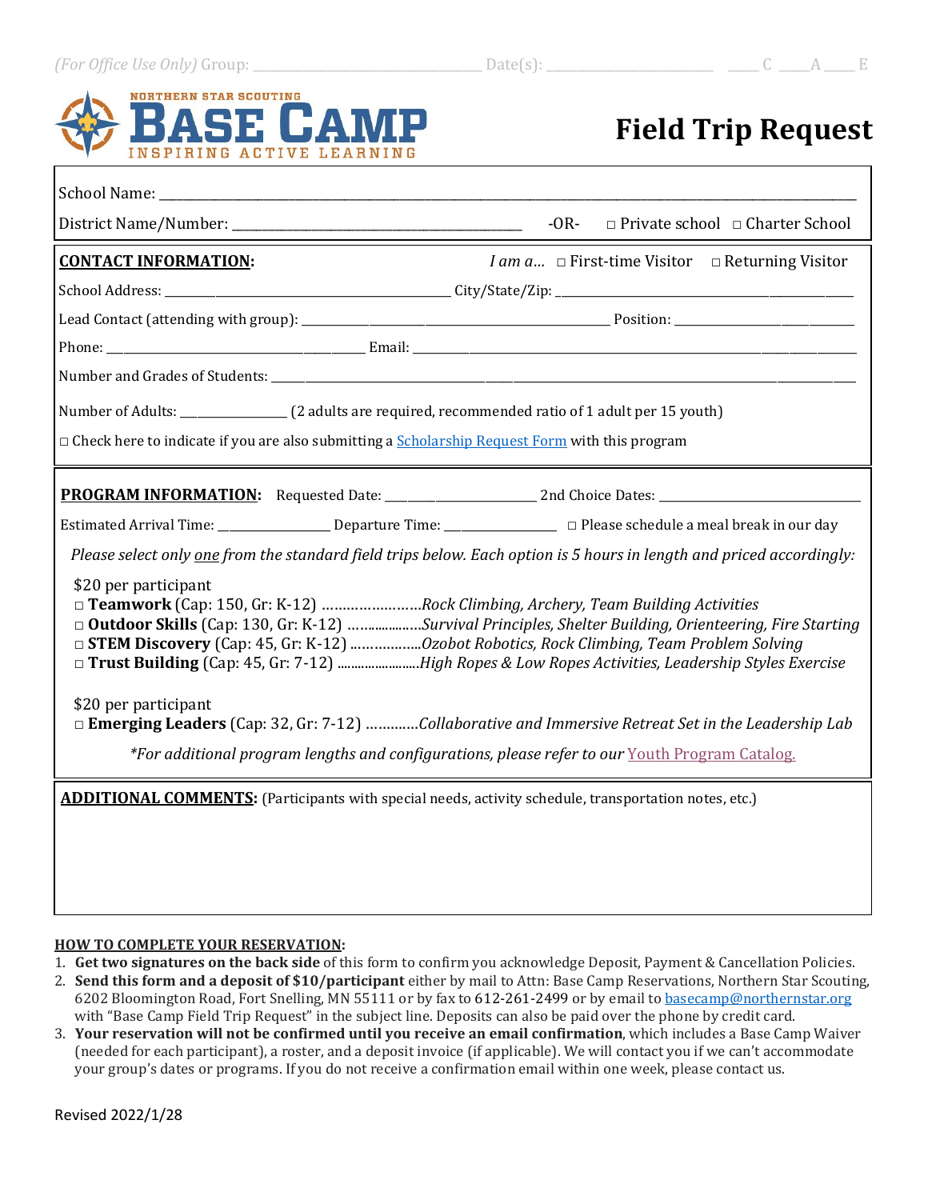*(For Office Use Only)* Group: ______________________ Date(s): ____________________ ____ C ____ A ____ E

NORTHERN STAR SCOUTING
**BASE CAMP**
INSPIRING ACTIVE LEARNING

# Field Trip Request

School Name: ______________________________________________________________________

District Name/Number: ______________________________ -OR- □ Private school □ Charter School

**CONTACT INFORMATION:** *I am a…* □ First-time Visitor □ Returning Visitor

School Address: ______________________________ City/State/Zip: ______________________________

Lead Contact (attending with group): ______________________________ Position: ____________________

Phone: ______________________________ Email: ______________________________________________

Number and Grades of Students: ____________________________________________________________

Number of Adults: ____________ (2 adults are required, recommended ratio of 1 adult per 15 youth)

□ Check here to indicate if you are also submitting a Scholarship Request Form with this program

**PROGRAM INFORMATION:** Requested Date: ____________________ 2nd Choice Dates: ____________________

Estimated Arrival Time: ______________ Departure Time: ______________ □ Please schedule a meal break in our day

*Please select only one from the standard field trips below. Each option is 5 hours in length and priced accordingly:*

$20 per participant
- □ **Teamwork** (Cap: 150, Gr: K-12) ……………………*Rock Climbing, Archery, Team Building Activities*
- □ **Outdoor Skills** (Cap: 130, Gr: K-12) ……………*Survival Principles, Shelter Building, Orienteering, Fire Starting*
- □ **STEM Discovery** (Cap: 45, Gr: K-12) ………………*Ozobot Robotics, Rock Climbing, Team Problem Solving*
- □ **Trust Building** (Cap: 45, Gr: 7-12) ……………………*High Ropes & Low Ropes Activities, Leadership Styles Exercise*

$20 per participant
- □ **Emerging Leaders** (Cap: 32, Gr: 7-12) …………*Collaborative and Immersive Retreat Set in the Leadership Lab*

*\*For additional program lengths and configurations, please refer to our Youth Program Catalog.*

**ADDITIONAL COMMENTS:** (Participants with special needs, activity schedule, transportation notes, etc.)

**HOW TO COMPLETE YOUR RESERVATION:**

1. **Get two signatures on the back side** of this form to confirm you acknowledge Deposit, Payment & Cancellation Policies.
2. **Send this form and a deposit of $10/participant** either by mail to Attn: Base Camp Reservations, Northern Star Scouting, 6202 Bloomington Road, Fort Snelling, MN 55111 or by fax to 612-261-2499 or by email to basecamp@northernstar.org with "Base Camp Field Trip Request" in the subject line. Deposits can also be paid over the phone by credit card.
3. **Your reservation will not be confirmed until you receive an email confirmation**, which includes a Base Camp Waiver (needed for each participant), a roster, and a deposit invoice (if applicable). We will contact you if we can't accommodate your group's dates or programs. If you do not receive a confirmation email within one week, please contact us.

Revised 2022/1/28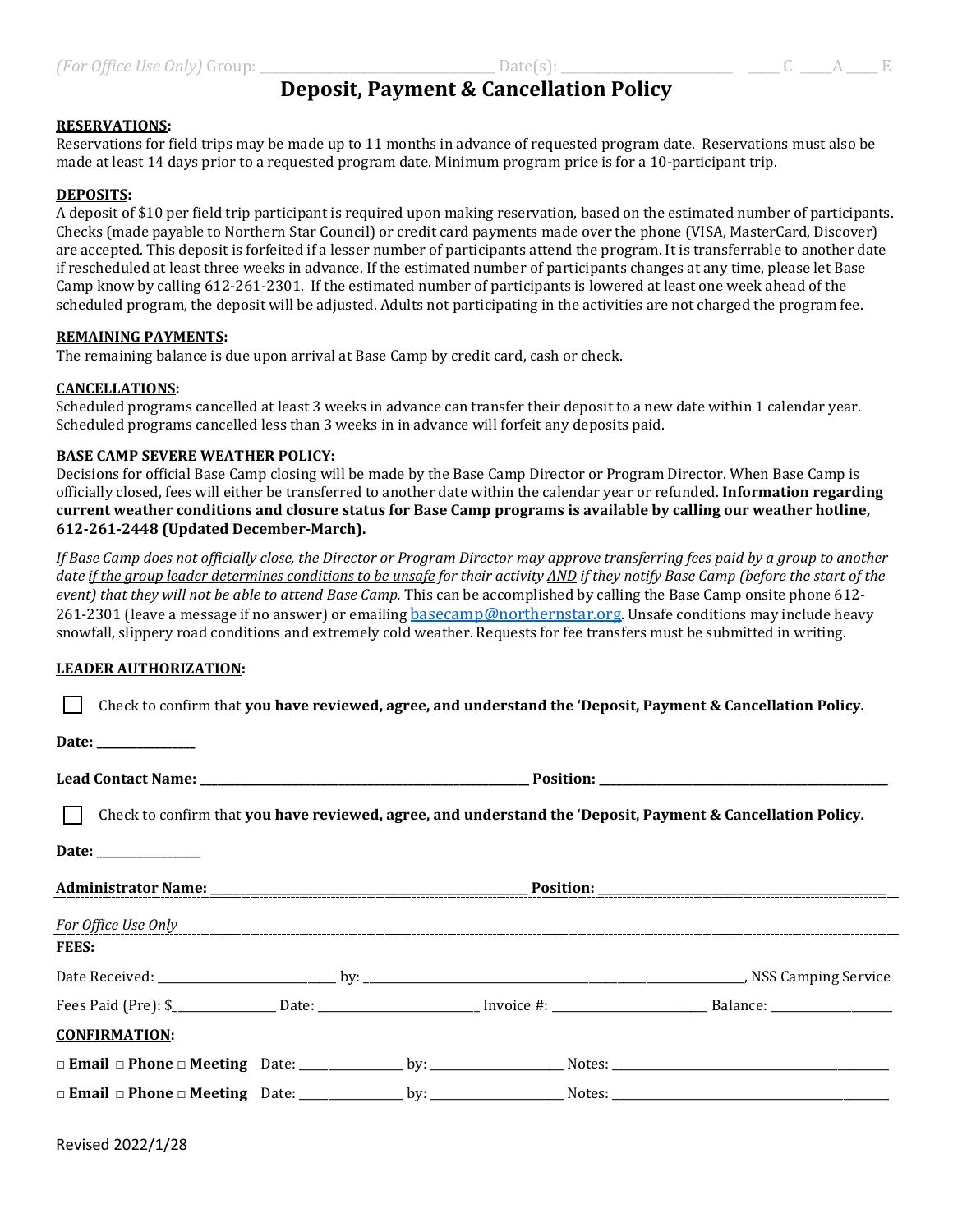*(For Office Use Only)* Group: ______________________________ Date(s): ______________________ ____ C ____A ____ E

# Deposit, Payment & Cancellation Policy

**RESERVATIONS:**
Reservations for field trips may be made up to 11 months in advance of requested program date. Reservations must also be made at least 14 days prior to a requested program date. Minimum program price is for a 10-participant trip.

**DEPOSITS:**
A deposit of $10 per field trip participant is required upon making reservation, based on the estimated number of participants. Checks (made payable to Northern Star Council) or credit card payments made over the phone (VISA, MasterCard, Discover) are accepted. This deposit is forfeited if a lesser number of participants attend the program. It is transferrable to another date if rescheduled at least three weeks in advance. If the estimated number of participants changes at any time, please let Base Camp know by calling 612-261-2301. If the estimated number of participants is lowered at least one week ahead of the scheduled program, the deposit will be adjusted. Adults not participating in the activities are not charged the program fee.

**REMAINING PAYMENTS:**
The remaining balance is due upon arrival at Base Camp by credit card, cash or check.

**CANCELLATIONS:**
Scheduled programs cancelled at least 3 weeks in advance can transfer their deposit to a new date within 1 calendar year. Scheduled programs cancelled less than 3 weeks in in advance will forfeit any deposits paid.

**BASE CAMP SEVERE WEATHER POLICY:**
Decisions for official Base Camp closing will be made by the Base Camp Director or Program Director. When Base Camp is officially closed, fees will either be transferred to another date within the calendar year or refunded. **Information regarding current weather conditions and closure status for Base Camp programs is available by calling our weather hotline, 612-261-2448 (Updated December-March).**

*If Base Camp does not officially close, the Director or Program Director may approve transferring fees paid by a group to another date if the group leader determines conditions to be unsafe for their activity AND if they notify Base Camp (before the start of the event) that they will not be able to attend Base Camp.* This can be accomplished by calling the Base Camp onsite phone 612-261-2301 (leave a message if no answer) or emailing basecamp@northernstar.org. Unsafe conditions may include heavy snowfall, slippery road conditions and extremely cold weather. Requests for fee transfers must be submitted in writing.

**LEADER AUTHORIZATION:**

☐ Check to confirm that **you have reviewed, agree, and understand the 'Deposit, Payment & Cancellation Policy.**

**Date:** ______________

**Lead Contact Name:** ______________________________________ **Position:** ______________________________________

☐ Check to confirm that **you have reviewed, agree, and understand the 'Deposit, Payment & Cancellation Policy.**

**Date:** ______________

**Administrator Name:** ______________________________________ **Position:** ______________________________________

*For Office Use Only*

**FEES:**

Date Received: ____________________ by: ______________________________________, NSS Camping Service

Fees Paid (Pre): $______________ Date: ____________________ Invoice #: ____________________ Balance: ______________

**CONFIRMATION:**

□ **Email** □ **Phone** □ **Meeting** Date: ______________ by: __________________ Notes: ______________________________

□ **Email** □ **Phone** □ **Meeting** Date: ______________ by: __________________ Notes: ______________________________

Revised 2022/1/28